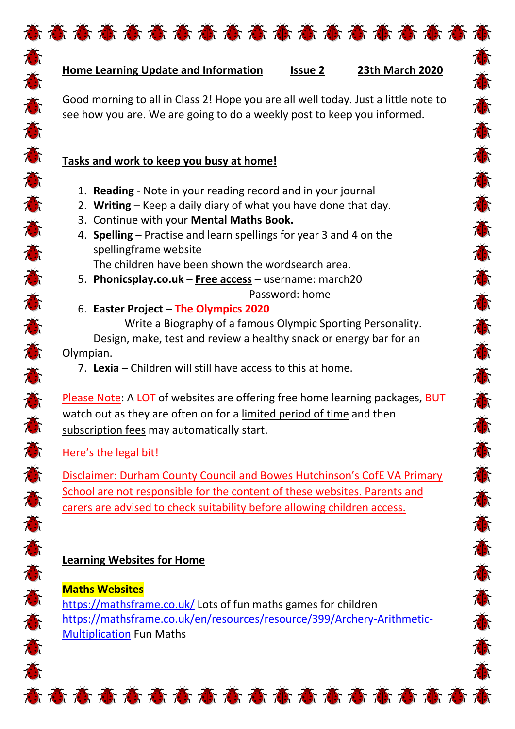**Home Learning Update and Information** **Issue 2** **23th March 2020**

Good morning to all in Class 2! Hope you are all well today. Just a little note to see how you are. We are going to do a weekly post to keep you informed.

## Tasks and work to keep you busy at home!

1. **Reading** - Note in your reading record and in your journal
2. **Writing** – Keep a daily diary of what you have done that day.
3. Continue with your **Mental Maths Book.**
4. **Spelling** – Practise and learn spellings for year 3 and 4 on the spellingframe website
   The children have been shown the wordsearch area.
5. **Phonicsplay.co.uk** – **Free access** – username: march20
   Password: home
6. **Easter Project** – **The Olympics 2020**
   Write a Biography of a famous Olympic Sporting Personality.
   Design, make, test and review a healthy snack or energy bar for an Olympian.
7. **Lexia** – Children will still have access to this at home.

Please Note: A LOT of websites are offering free home learning packages, BUT watch out as they are often on for a limited period of time and then subscription fees may automatically start.

Here's the legal bit!

Disclaimer: Durham County Council and Bowes Hutchinson's CofE VA Primary School are not responsible for the content of these websites. Parents and carers are advised to check suitability before allowing children access.

## Learning Websites for Home

**Maths Websites**

https://mathsframe.co.uk/ Lots of fun maths games for children
https://mathsframe.co.uk/en/resources/resource/399/Archery-Arithmetic-Multiplication Fun Maths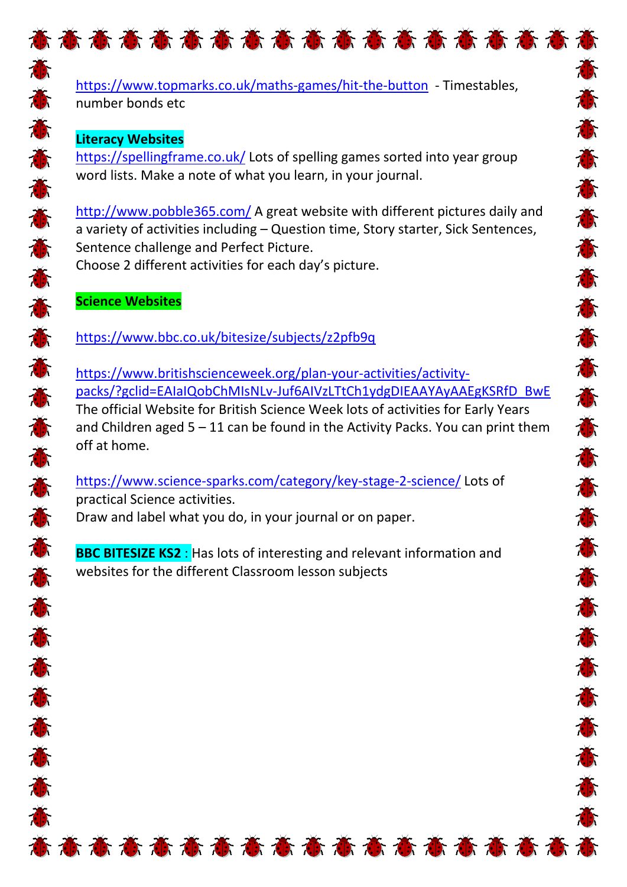https://www.topmarks.co.uk/maths-games/hit-the-button - Timestables, number bonds etc

**Literacy Websites**

https://spellingframe.co.uk/ Lots of spelling games sorted into year group word lists. Make a note of what you learn, in your journal.

http://www.pobble365.com/ A great website with different pictures daily and a variety of activities including – Question time, Story starter, Sick Sentences, Sentence challenge and Perfect Picture.
Choose 2 different activities for each day's picture.

**Science Websites**

https://www.bbc.co.uk/bitesize/subjects/z2pfb9q

https://www.britishscienceweek.org/plan-your-activities/activity-packs/?gclid=EAIaIQobChMIsNLv-Juf6AIVzLTtCh1ydgDIEAAYAyAAEgKSRfD_BwE
The official Website for British Science Week lots of activities for Early Years and Children aged 5 – 11 can be found in the Activity Packs. You can print them off at home.

https://www.science-sparks.com/category/key-stage-2-science/ Lots of practical Science activities.
Draw and label what you do, in your journal or on paper.

**BBC BITESIZE KS2 :** Has lots of interesting and relevant information and websites for the different Classroom lesson subjects